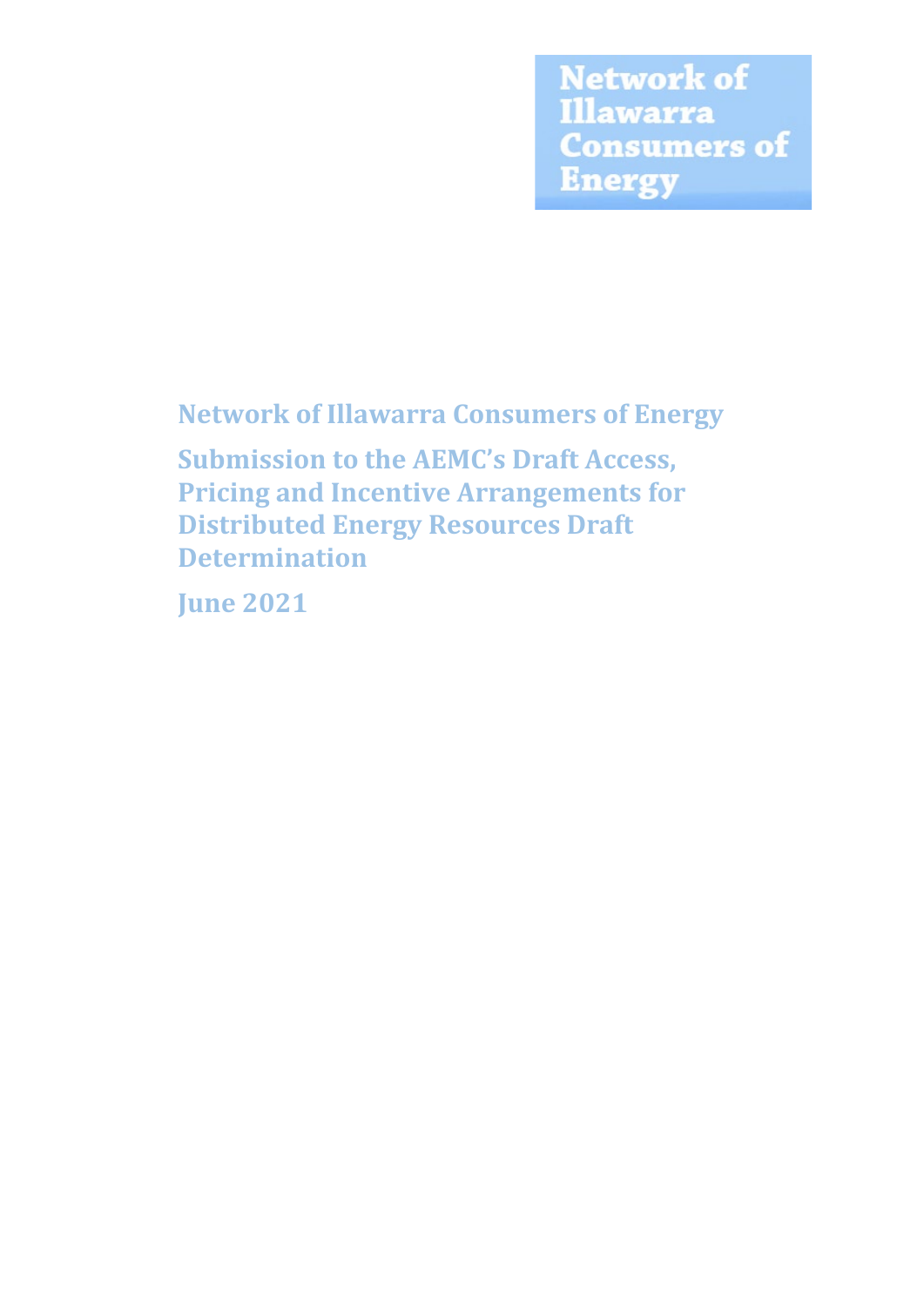Network of Illawarra Consumers of Energy

# Network of Illawarra Consumers of Energy

## Submission to the AEMC's Draft Access, Pricing and Incentive Arrangements for Distributed Energy Resources Draft Determination

## June 2021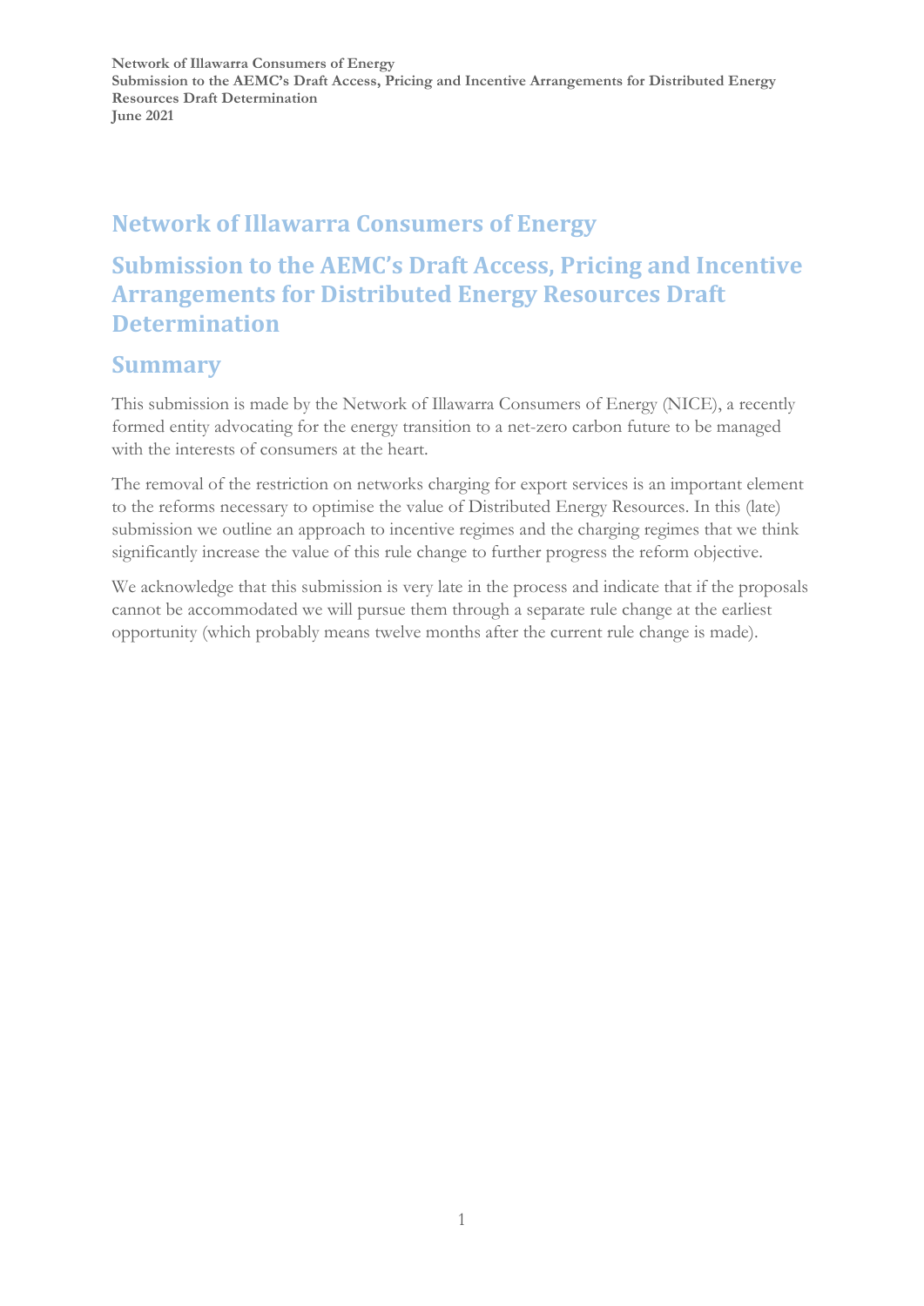# Network of Illawarra Consumers of Energy

## Submission to the AEMC's Draft Access, Pricing and Incentive Arrangements for Distributed Energy Resources Draft Determination

## Summary

This submission is made by the Network of Illawarra Consumers of Energy (NICE), a recently formed entity advocating for the energy transition to a net-zero carbon future to be managed with the interests of consumers at the heart.

The removal of the restriction on networks charging for export services is an important element to the reforms necessary to optimise the value of Distributed Energy Resources. In this (late) submission we outline an approach to incentive regimes and the charging regimes that we think significantly increase the value of this rule change to further progress the reform objective.

We acknowledge that this submission is very late in the process and indicate that if the proposals cannot be accommodated we will pursue them through a separate rule change at the earliest opportunity (which probably means twelve months after the current rule change is made).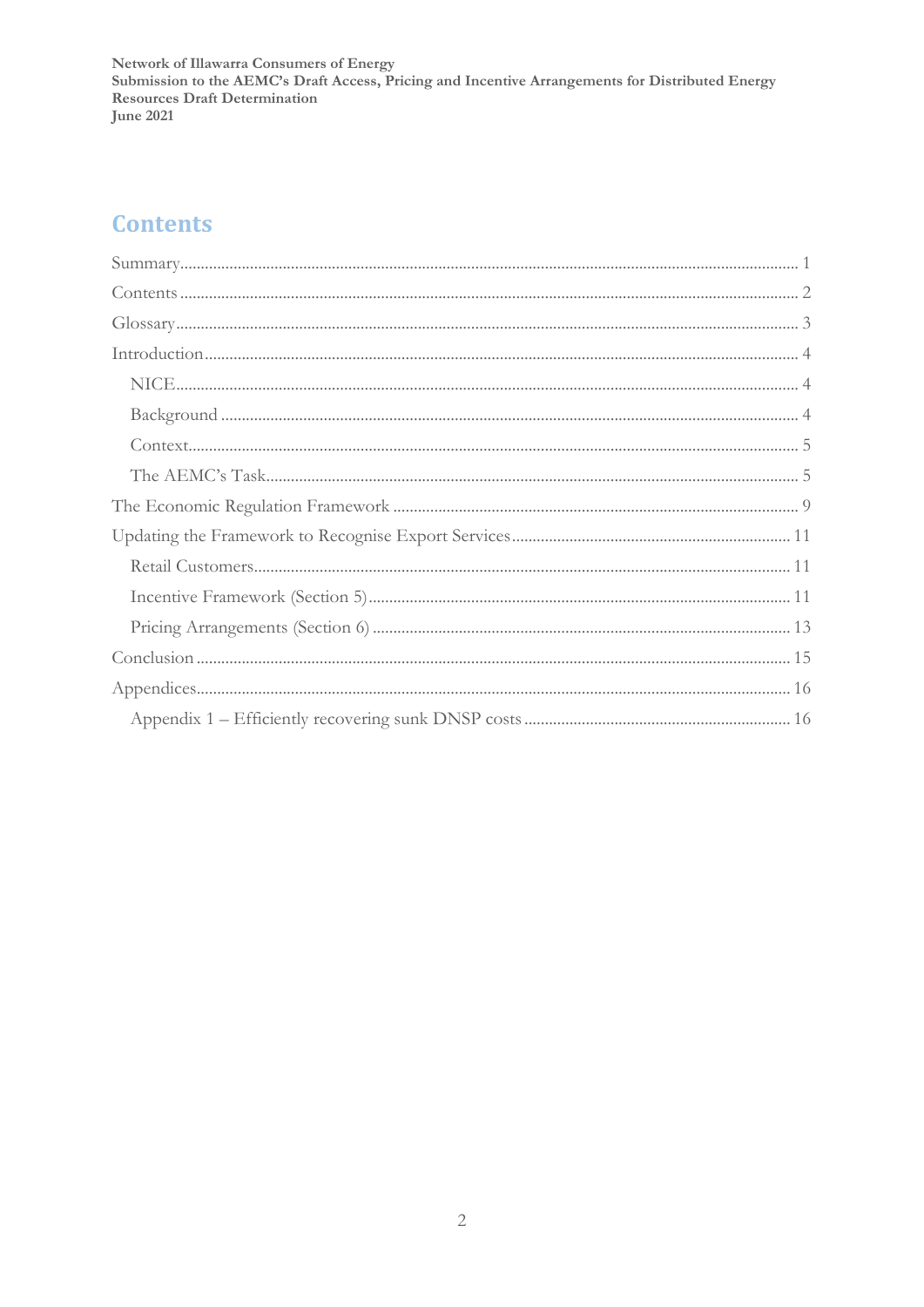## Contents

Summary ........ 1

Contents ........ 2

Glossary ........ 3

Introduction ........ 4

- NICE ........ 4
- Background ........ 4
- Context ........ 5
- The AEMC's Task ........ 5

The Economic Regulation Framework ........ 9

Updating the Framework to Recognise Export Services ........ 11

- Retail Customers ........ 11
- Incentive Framework (Section 5) ........ 11
- Pricing Arrangements (Section 6) ........ 13

Conclusion ........ 15

Appendices ........ 16

- Appendix 1 – Efficiently recovering sunk DNSP costs ........ 16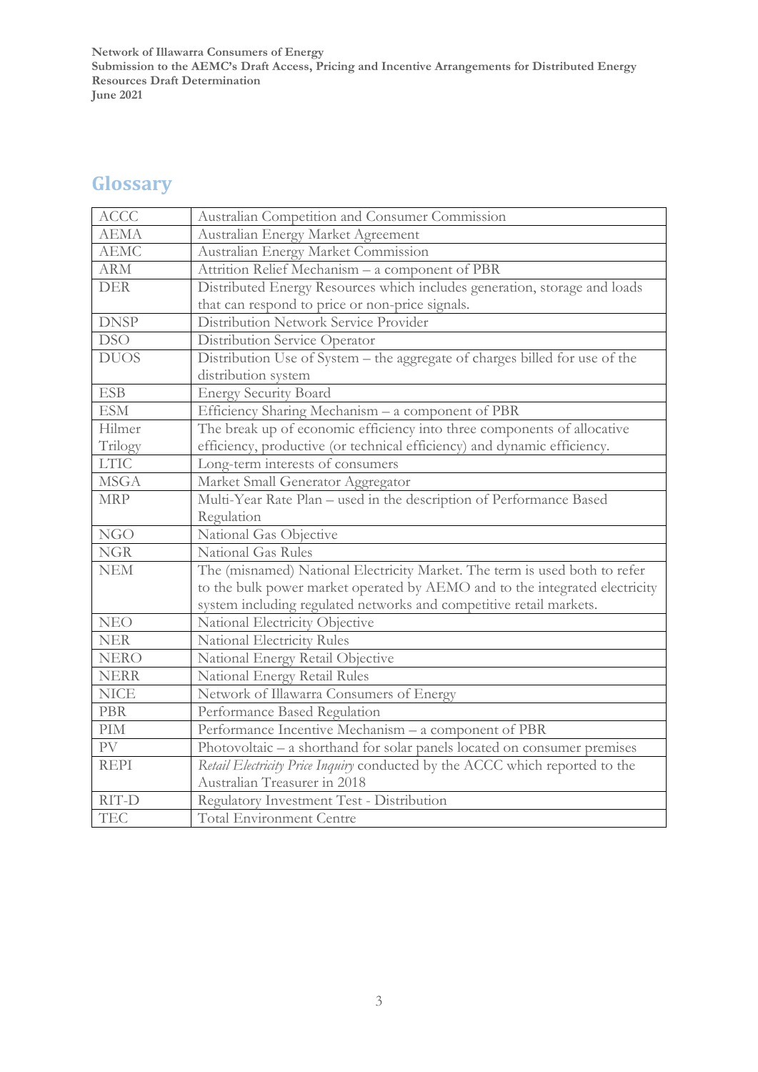## Glossary

| | |
|---|---|
| ACCC | Australian Competition and Consumer Commission |
| AEMA | Australian Energy Market Agreement |
| AEMC | Australian Energy Market Commission |
| ARM | Attrition Relief Mechanism – a component of PBR |
| DER | Distributed Energy Resources which includes generation, storage and loads that can respond to price or non-price signals. |
| DNSP | Distribution Network Service Provider |
| DSO | Distribution Service Operator |
| DUOS | Distribution Use of System – the aggregate of charges billed for use of the distribution system |
| ESB | Energy Security Board |
| ESM | Efficiency Sharing Mechanism – a component of PBR |
| Hilmer Trilogy | The break up of economic efficiency into three components of allocative efficiency, productive (or technical efficiency) and dynamic efficiency. |
| LTIC | Long-term interests of consumers |
| MSGA | Market Small Generator Aggregator |
| MRP | Multi-Year Rate Plan – used in the description of Performance Based Regulation |
| NGO | National Gas Objective |
| NGR | National Gas Rules |
| NEM | The (misnamed) National Electricity Market. The term is used both to refer to the bulk power market operated by AEMO and to the integrated electricity system including regulated networks and competitive retail markets. |
| NEO | National Electricity Objective |
| NER | National Electricity Rules |
| NERO | National Energy Retail Objective |
| NERR | National Energy Retail Rules |
| NICE | Network of Illawarra Consumers of Energy |
| PBR | Performance Based Regulation |
| PIM | Performance Incentive Mechanism – a component of PBR |
| PV | Photovoltaic – a shorthand for solar panels located on consumer premises |
| REPI | *Retail Electricity Price Inquiry* conducted by the ACCC which reported to the Australian Treasurer in 2018 |
| RIT-D | Regulatory Investment Test - Distribution |
| TEC | Total Environment Centre |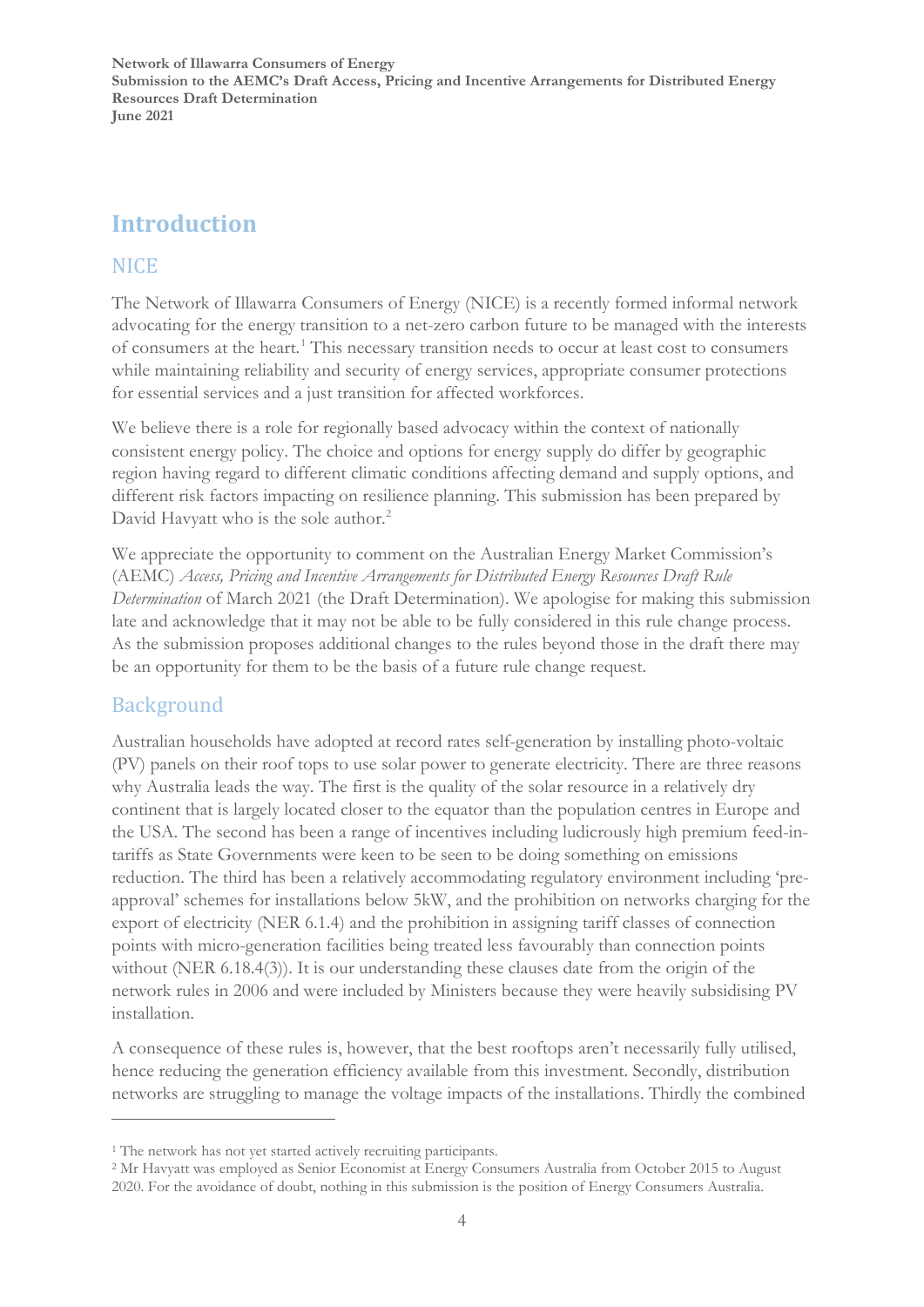# Introduction

## NICE

The Network of Illawarra Consumers of Energy (NICE) is a recently formed informal network advocating for the energy transition to a net-zero carbon future to be managed with the interests of consumers at the heart.[1] This necessary transition needs to occur at least cost to consumers while maintaining reliability and security of energy services, appropriate consumer protections for essential services and a just transition for affected workforces.

We believe there is a role for regionally based advocacy within the context of nationally consistent energy policy. The choice and options for energy supply do differ by geographic region having regard to different climatic conditions affecting demand and supply options, and different risk factors impacting on resilience planning. This submission has been prepared by David Havyatt who is the sole author.[2]

We appreciate the opportunity to comment on the Australian Energy Market Commission's (AEMC) *Access, Pricing and Incentive Arrangements for Distributed Energy Resources Draft Rule Determination* of March 2021 (the Draft Determination). We apologise for making this submission late and acknowledge that it may not be able to be fully considered in this rule change process. As the submission proposes additional changes to the rules beyond those in the draft there may be an opportunity for them to be the basis of a future rule change request.

## Background

Australian households have adopted at record rates self-generation by installing photo-voltaic (PV) panels on their roof tops to use solar power to generate electricity. There are three reasons why Australia leads the way. The first is the quality of the solar resource in a relatively dry continent that is largely located closer to the equator than the population centres in Europe and the USA. The second has been a range of incentives including ludicrously high premium feed-in-tariffs as State Governments were keen to be seen to be doing something on emissions reduction. The third has been a relatively accommodating regulatory environment including 'pre-approval' schemes for installations below 5kW, and the prohibition on networks charging for the export of electricity (NER 6.1.4) and the prohibition in assigning tariff classes of connection points with micro-generation facilities being treated less favourably than connection points without (NER 6.18.4(3)). It is our understanding these clauses date from the origin of the network rules in 2006 and were included by Ministers because they were heavily subsidising PV installation.

A consequence of these rules is, however, that the best rooftops aren't necessarily fully utilised, hence reducing the generation efficiency available from this investment. Secondly, distribution networks are struggling to manage the voltage impacts of the installations. Thirdly the combined

[1] The network has not yet started actively recruiting participants.

[2] Mr Havyatt was employed as Senior Economist at Energy Consumers Australia from October 2015 to August 2020. For the avoidance of doubt, nothing in this submission is the position of Energy Consumers Australia.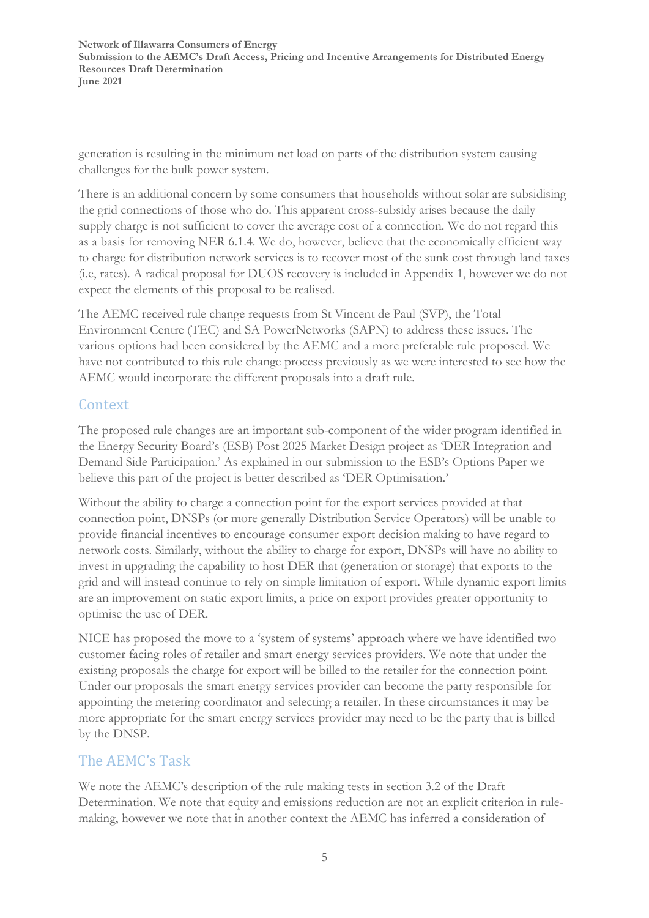generation is resulting in the minimum net load on parts of the distribution system causing challenges for the bulk power system.

There is an additional concern by some consumers that households without solar are subsidising the grid connections of those who do. This apparent cross-subsidy arises because the daily supply charge is not sufficient to cover the average cost of a connection. We do not regard this as a basis for removing NER 6.1.4. We do, however, believe that the economically efficient way to charge for distribution network services is to recover most of the sunk cost through land taxes (i.e, rates). A radical proposal for DUOS recovery is included in Appendix 1, however we do not expect the elements of this proposal to be realised.

The AEMC received rule change requests from St Vincent de Paul (SVP), the Total Environment Centre (TEC) and SA PowerNetworks (SAPN) to address these issues. The various options had been considered by the AEMC and a more preferable rule proposed. We have not contributed to this rule change process previously as we were interested to see how the AEMC would incorporate the different proposals into a draft rule.

## Context

The proposed rule changes are an important sub-component of the wider program identified in the Energy Security Board's (ESB) Post 2025 Market Design project as 'DER Integration and Demand Side Participation.' As explained in our submission to the ESB's Options Paper we believe this part of the project is better described as 'DER Optimisation.'

Without the ability to charge a connection point for the export services provided at that connection point, DNSPs (or more generally Distribution Service Operators) will be unable to provide financial incentives to encourage consumer export decision making to have regard to network costs. Similarly, without the ability to charge for export, DNSPs will have no ability to invest in upgrading the capability to host DER that (generation or storage) that exports to the grid and will instead continue to rely on simple limitation of export. While dynamic export limits are an improvement on static export limits, a price on export provides greater opportunity to optimise the use of DER.

NICE has proposed the move to a 'system of systems' approach where we have identified two customer facing roles of retailer and smart energy services providers. We note that under the existing proposals the charge for export will be billed to the retailer for the connection point. Under our proposals the smart energy services provider can become the party responsible for appointing the metering coordinator and selecting a retailer. In these circumstances it may be more appropriate for the smart energy services provider may need to be the party that is billed by the DNSP.

## The AEMC's Task

We note the AEMC's description of the rule making tests in section 3.2 of the Draft Determination. We note that equity and emissions reduction are not an explicit criterion in rule-making, however we note that in another context the AEMC has inferred a consideration of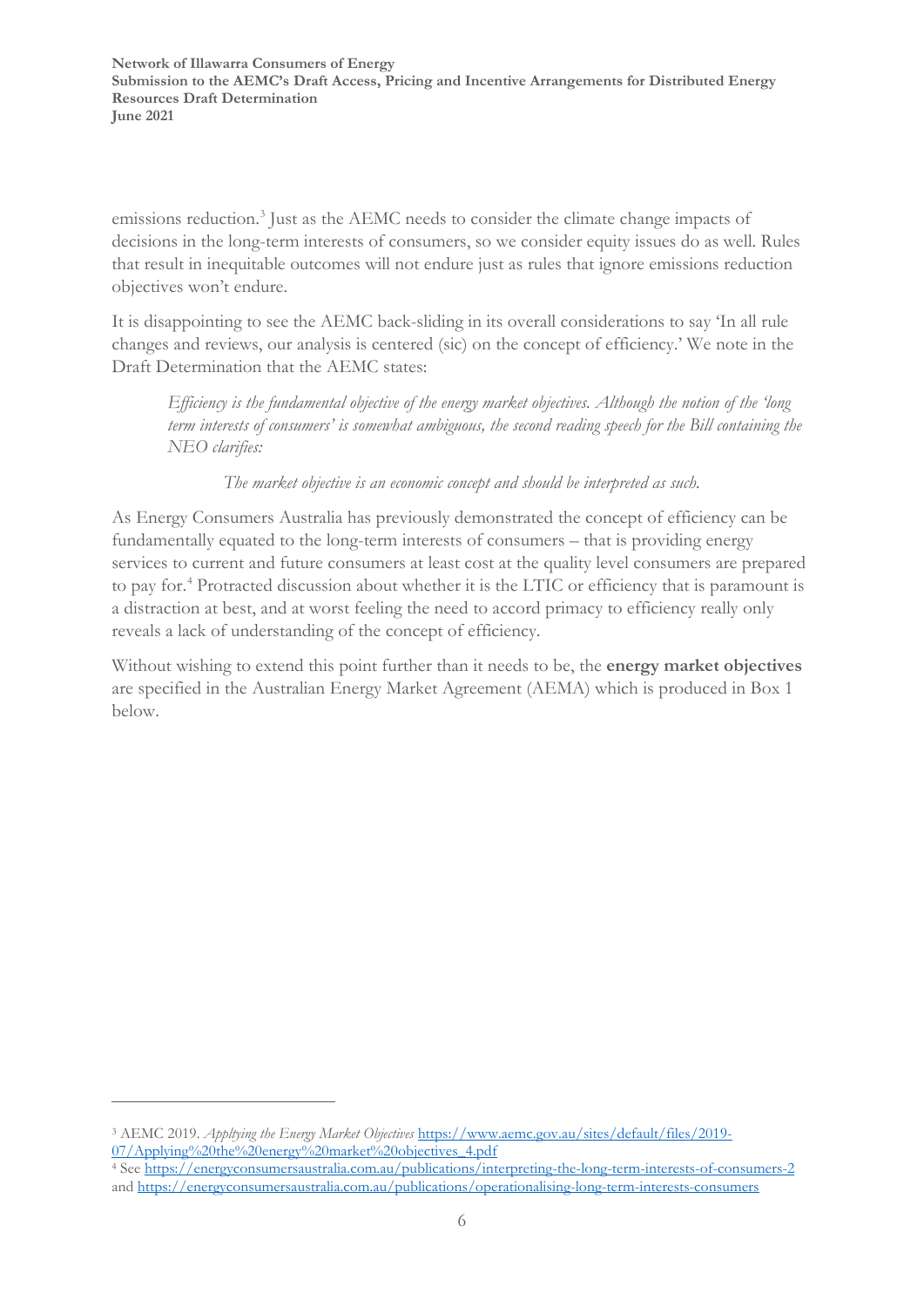emissions reduction.[3] Just as the AEMC needs to consider the climate change impacts of decisions in the long-term interests of consumers, so we consider equity issues do as well. Rules that result in inequitable outcomes will not endure just as rules that ignore emissions reduction objectives won't endure.

It is disappointing to see the AEMC back-sliding in its overall considerations to say 'In all rule changes and reviews, our analysis is centered (sic) on the concept of efficiency.' We note in the Draft Determination that the AEMC states:

> *Efficiency is the fundamental objective of the energy market objectives. Although the notion of the 'long term interests of consumers' is somewhat ambiguous, the second reading speech for the Bill containing the NEO clarifies:*
>
> > *The market objective is an economic concept and should be interpreted as such.*

As Energy Consumers Australia has previously demonstrated the concept of efficiency can be fundamentally equated to the long-term interests of consumers – that is providing energy services to current and future consumers at least cost at the quality level consumers are prepared to pay for.[4] Protracted discussion about whether it is the LTIC or efficiency that is paramount is a distraction at best, and at worst feeling the need to accord primacy to efficiency really only reveals a lack of understanding of the concept of efficiency.

Without wishing to extend this point further than it needs to be, the **energy market objectives** are specified in the Australian Energy Market Agreement (AEMA) which is produced in Box 1 below.

---

[3] AEMC 2019. *Appltying the Energy Market Objectives* https://www.aemc.gov.au/sites/default/files/2019-07/Applying%20the%20energy%20market%20objectives_4.pdf

[4] See https://energyconsumersaustralia.com.au/publications/interpreting-the-long-term-interests-of-consumers-2 and https://energyconsumersaustralia.com.au/publications/operationalising-long-term-interests-consumers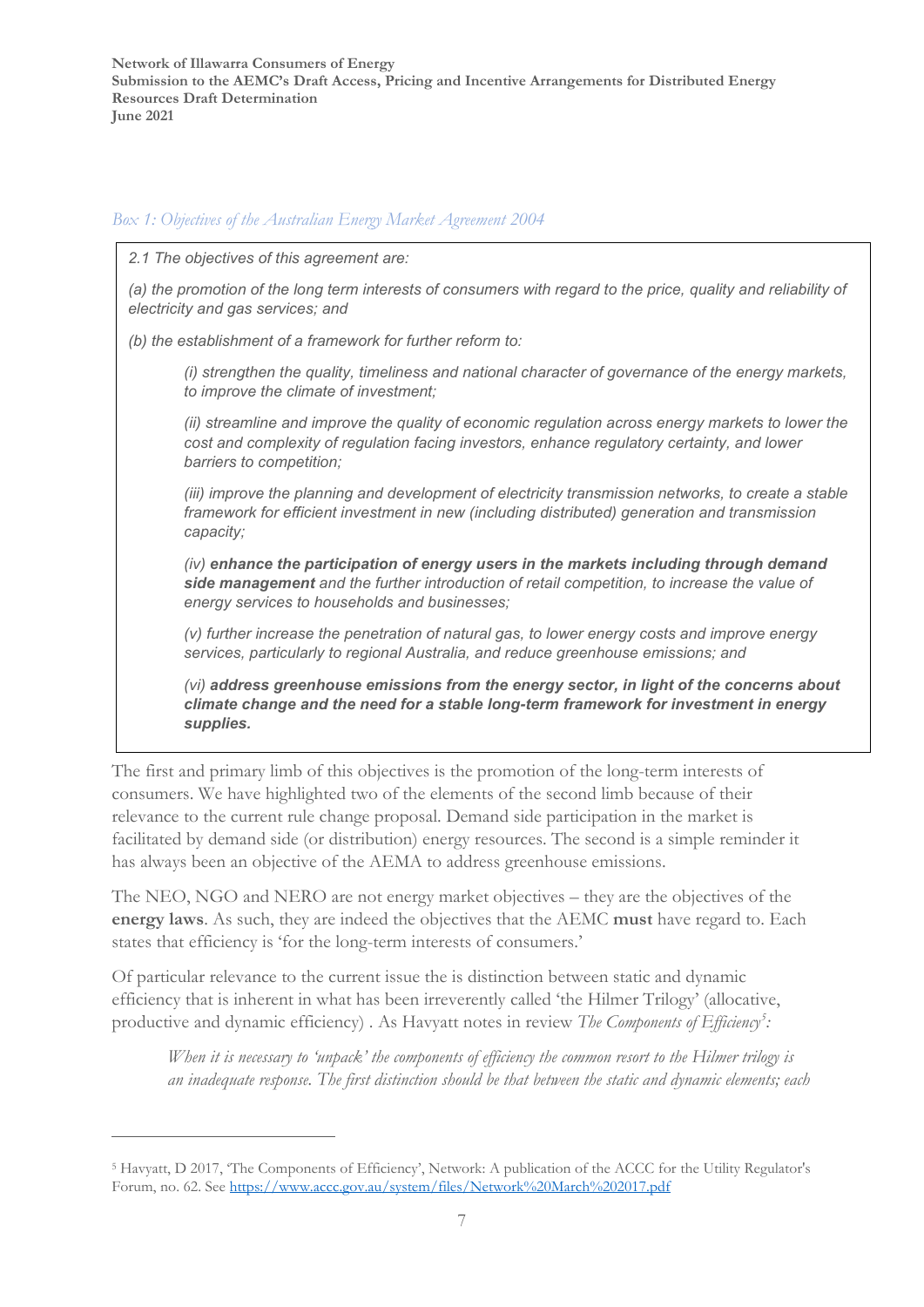*Box 1: Objectives of the Australian Energy Market Agreement 2004*

> *2.1 The objectives of this agreement are:*
>
> *(a) the promotion of the long term interests of consumers with regard to the price, quality and reliability of electricity and gas services; and*
>
> *(b) the establishment of a framework for further reform to:*
>
> > *(i) strengthen the quality, timeliness and national character of governance of the energy markets, to improve the climate of investment;*
> >
> > *(ii) streamline and improve the quality of economic regulation across energy markets to lower the cost and complexity of regulation facing investors, enhance regulatory certainty, and lower barriers to competition;*
> >
> > *(iii) improve the planning and development of electricity transmission networks, to create a stable framework for efficient investment in new (including distributed) generation and transmission capacity;*
> >
> > *(iv) **enhance the participation of energy users in the markets including through demand side management** and the further introduction of retail competition, to increase the value of energy services to households and businesses;*
> >
> > *(v) further increase the penetration of natural gas, to lower energy costs and improve energy services, particularly to regional Australia, and reduce greenhouse emissions; and*
> >
> > *(vi) **address greenhouse emissions from the energy sector, in light of the concerns about climate change and the need for a stable long-term framework for investment in energy supplies.***

The first and primary limb of this objectives is the promotion of the long-term interests of consumers. We have highlighted two of the elements of the second limb because of their relevance to the current rule change proposal. Demand side participation in the market is facilitated by demand side (or distribution) energy resources. The second is a simple reminder it has always been an objective of the AEMA to address greenhouse emissions.

The NEO, NGO and NERO are not energy market objectives – they are the objectives of the **energy laws**. As such, they are indeed the objectives that the AEMC **must** have regard to. Each states that efficiency is 'for the long-term interests of consumers.'

Of particular relevance to the current issue the is distinction between static and dynamic efficiency that is inherent in what has been irreverently called 'the Hilmer Trilogy' (allocative, productive and dynamic efficiency) . As Havyatt notes in review *The Components of Efficiency*[5]*:*

> *When it is necessary to 'unpack' the components of efficiency the common resort to the Hilmer trilogy is an inadequate response. The first distinction should be that between the static and dynamic elements; each*

---

[5] Havyatt, D 2017, 'The Components of Efficiency', Network: A publication of the ACCC for the Utility Regulator's Forum, no. 62. See https://www.accc.gov.au/system/files/Network%20March%202017.pdf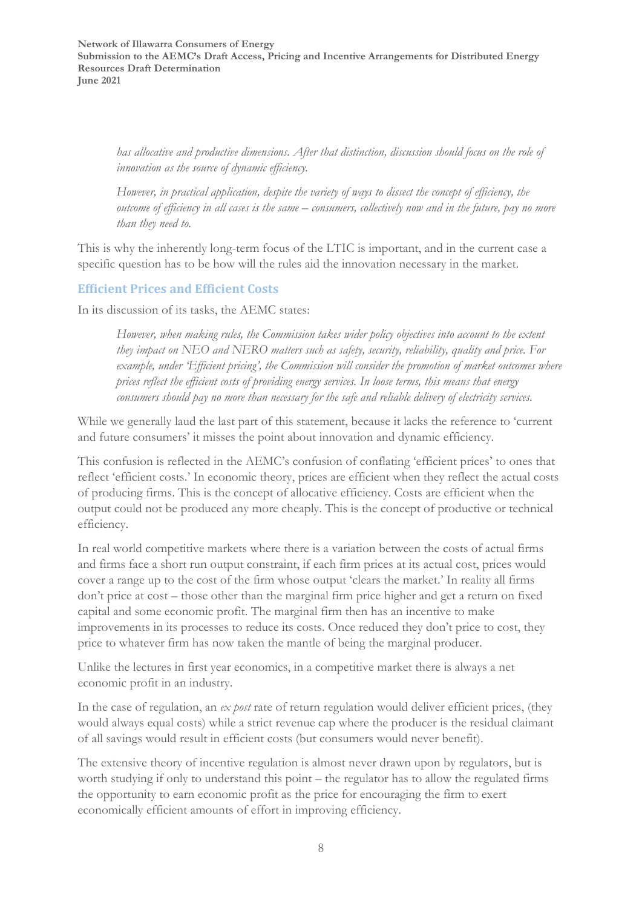> *has allocative and productive dimensions. After that distinction, discussion should focus on the role of innovation as the source of dynamic efficiency.*
>
> *However, in practical application, despite the variety of ways to dissect the concept of efficiency, the outcome of efficiency in all cases is the same – consumers, collectively now and in the future, pay no more than they need to.*

This is why the inherently long-term focus of the LTIC is important, and in the current case a specific question has to be how will the rules aid the innovation necessary in the market.

## Efficient Prices and Efficient Costs

In its discussion of its tasks, the AEMC states:

> *However, when making rules, the Commission takes wider policy objectives into account to the extent they impact on NEO and NERO matters such as safety, security, reliability, quality and price. For example, under 'Efficient pricing', the Commission will consider the promotion of market outcomes where prices reflect the efficient costs of providing energy services. In loose terms, this means that energy consumers should pay no more than necessary for the safe and reliable delivery of electricity services.*

While we generally laud the last part of this statement, because it lacks the reference to 'current and future consumers' it misses the point about innovation and dynamic efficiency.

This confusion is reflected in the AEMC's confusion of conflating 'efficient prices' to ones that reflect 'efficient costs.' In economic theory, prices are efficient when they reflect the actual costs of producing firms. This is the concept of allocative efficiency. Costs are efficient when the output could not be produced any more cheaply. This is the concept of productive or technical efficiency.

In real world competitive markets where there is a variation between the costs of actual firms and firms face a short run output constraint, if each firm prices at its actual cost, prices would cover a range up to the cost of the firm whose output 'clears the market.' In reality all firms don't price at cost – those other than the marginal firm price higher and get a return on fixed capital and some economic profit. The marginal firm then has an incentive to make improvements in its processes to reduce its costs. Once reduced they don't price to cost, they price to whatever firm has now taken the mantle of being the marginal producer.

Unlike the lectures in first year economics, in a competitive market there is always a net economic profit in an industry.

In the case of regulation, an *ex post* rate of return regulation would deliver efficient prices, (they would always equal costs) while a strict revenue cap where the producer is the residual claimant of all savings would result in efficient costs (but consumers would never benefit).

The extensive theory of incentive regulation is almost never drawn upon by regulators, but is worth studying if only to understand this point – the regulator has to allow the regulated firms the opportunity to earn economic profit as the price for encouraging the firm to exert economically efficient amounts of effort in improving efficiency.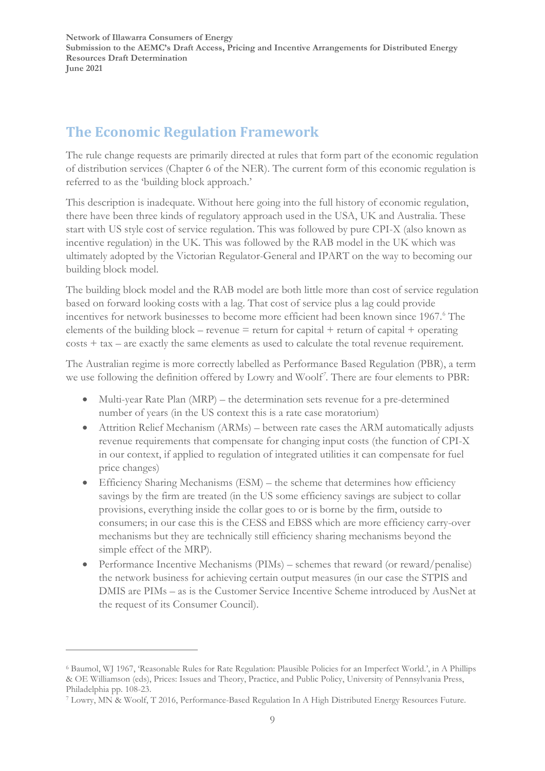## The Economic Regulation Framework

The rule change requests are primarily directed at rules that form part of the economic regulation of distribution services (Chapter 6 of the NER). The current form of this economic regulation is referred to as the 'building block approach.'

This description is inadequate. Without here going into the full history of economic regulation, there have been three kinds of regulatory approach used in the USA, UK and Australia. These start with US style cost of service regulation. This was followed by pure CPI-X (also known as incentive regulation) in the UK. This was followed by the RAB model in the UK which was ultimately adopted by the Victorian Regulator-General and IPART on the way to becoming our building block model.

The building block model and the RAB model are both little more than cost of service regulation based on forward looking costs with a lag. That cost of service plus a lag could provide incentives for network businesses to become more efficient had been known since 1967.[6] The elements of the building block – revenue = return for capital + return of capital + operating costs + tax – are exactly the same elements as used to calculate the total revenue requirement.

The Australian regime is more correctly labelled as Performance Based Regulation (PBR), a term we use following the definition offered by Lowry and Woolf[7]. There are four elements to PBR:

- Multi-year Rate Plan (MRP) – the determination sets revenue for a pre-determined number of years (in the US context this is a rate case moratorium)
- Attrition Relief Mechanism (ARMs) – between rate cases the ARM automatically adjusts revenue requirements that compensate for changing input costs (the function of CPI-X in our context, if applied to regulation of integrated utilities it can compensate for fuel price changes)
- Efficiency Sharing Mechanisms (ESM) – the scheme that determines how efficiency savings by the firm are treated (in the US some efficiency savings are subject to collar provisions, everything inside the collar goes to or is borne by the firm, outside to consumers; in our case this is the CESS and EBSS which are more efficiency carry-over mechanisms but they are technically still efficiency sharing mechanisms beyond the simple effect of the MRP).
- Performance Incentive Mechanisms (PIMs) – schemes that reward (or reward/penalise) the network business for achieving certain output measures (in our case the STPIS and DMIS are PIMs – as is the Customer Service Incentive Scheme introduced by AusNet at the request of its Consumer Council).

---

[6] Baumol, WJ 1967, 'Reasonable Rules for Rate Regulation: Plausible Policies for an Imperfect World.', in A Phillips & OE Williamson (eds), Prices: Issues and Theory, Practice, and Public Policy, University of Pennsylvania Press, Philadelphia pp. 108-23.

[7] Lowry, MN & Woolf, T 2016, Performance-Based Regulation In A High Distributed Energy Resources Future.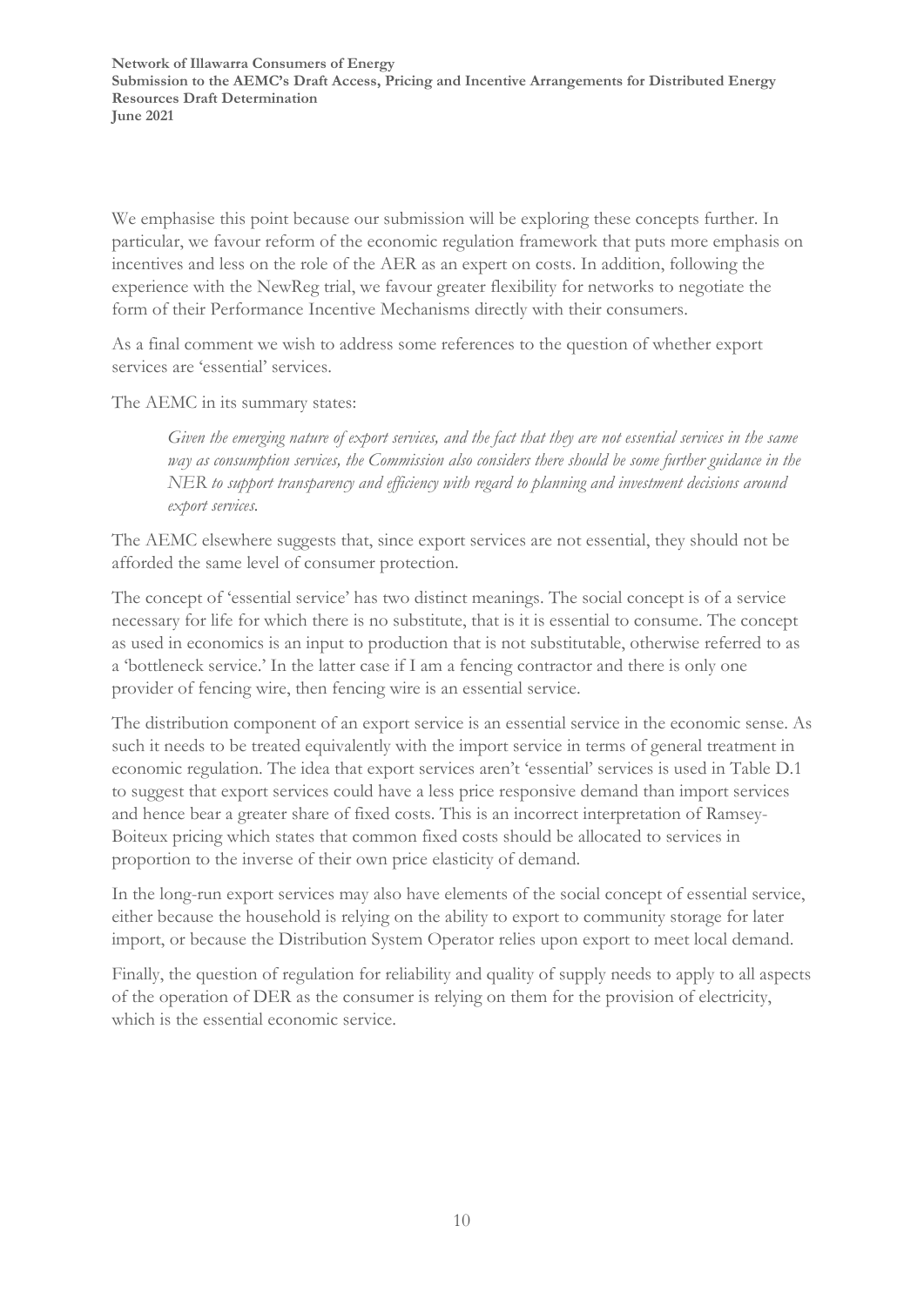We emphasise this point because our submission will be exploring these concepts further. In particular, we favour reform of the economic regulation framework that puts more emphasis on incentives and less on the role of the AER as an expert on costs. In addition, following the experience with the NewReg trial, we favour greater flexibility for networks to negotiate the form of their Performance Incentive Mechanisms directly with their consumers.

As a final comment we wish to address some references to the question of whether export services are 'essential' services.

The AEMC in its summary states:

> *Given the emerging nature of export services, and the fact that they are not essential services in the same way as consumption services, the Commission also considers there should be some further guidance in the NER to support transparency and efficiency with regard to planning and investment decisions around export services.*

The AEMC elsewhere suggests that, since export services are not essential, they should not be afforded the same level of consumer protection.

The concept of 'essential service' has two distinct meanings. The social concept is of a service necessary for life for which there is no substitute, that is it is essential to consume. The concept as used in economics is an input to production that is not substitutable, otherwise referred to as a 'bottleneck service.' In the latter case if I am a fencing contractor and there is only one provider of fencing wire, then fencing wire is an essential service.

The distribution component of an export service is an essential service in the economic sense. As such it needs to be treated equivalently with the import service in terms of general treatment in economic regulation. The idea that export services aren't 'essential' services is used in Table D.1 to suggest that export services could have a less price responsive demand than import services and hence bear a greater share of fixed costs. This is an incorrect interpretation of Ramsey-Boiteux pricing which states that common fixed costs should be allocated to services in proportion to the inverse of their own price elasticity of demand.

In the long-run export services may also have elements of the social concept of essential service, either because the household is relying on the ability to export to community storage for later import, or because the Distribution System Operator relies upon export to meet local demand.

Finally, the question of regulation for reliability and quality of supply needs to apply to all aspects of the operation of DER as the consumer is relying on them for the provision of electricity, which is the essential economic service.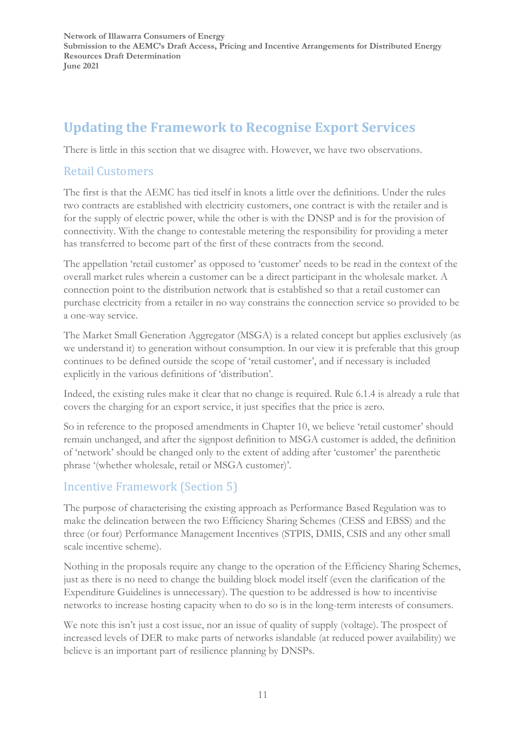## Updating the Framework to Recognise Export Services

There is little in this section that we disagree with. However, we have two observations.

### Retail Customers

The first is that the AEMC has tied itself in knots a little over the definitions. Under the rules two contracts are established with electricity customers, one contract is with the retailer and is for the supply of electric power, while the other is with the DNSP and is for the provision of connectivity. With the change to contestable metering the responsibility for providing a meter has transferred to become part of the first of these contracts from the second.

The appellation 'retail customer' as opposed to 'customer' needs to be read in the context of the overall market rules wherein a customer can be a direct participant in the wholesale market. A connection point to the distribution network that is established so that a retail customer can purchase electricity from a retailer in no way constrains the connection service so provided to be a one-way service.

The Market Small Generation Aggregator (MSGA) is a related concept but applies exclusively (as we understand it) to generation without consumption. In our view it is preferable that this group continues to be defined outside the scope of 'retail customer', and if necessary is included explicitly in the various definitions of 'distribution'.

Indeed, the existing rules make it clear that no change is required. Rule 6.1.4 is already a rule that covers the charging for an export service, it just specifies that the price is zero.

So in reference to the proposed amendments in Chapter 10, we believe 'retail customer' should remain unchanged, and after the signpost definition to MSGA customer is added, the definition of 'network' should be changed only to the extent of adding after 'customer' the parenthetic phrase '(whether wholesale, retail or MSGA customer)'.

### Incentive Framework (Section 5)

The purpose of characterising the existing approach as Performance Based Regulation was to make the delineation between the two Efficiency Sharing Schemes (CESS and EBSS) and the three (or four) Performance Management Incentives (STPIS, DMIS, CSIS and any other small scale incentive scheme).

Nothing in the proposals require any change to the operation of the Efficiency Sharing Schemes, just as there is no need to change the building block model itself (even the clarification of the Expenditure Guidelines is unnecessary). The question to be addressed is how to incentivise networks to increase hosting capacity when to do so is in the long-term interests of consumers.

We note this isn't just a cost issue, nor an issue of quality of supply (voltage). The prospect of increased levels of DER to make parts of networks islandable (at reduced power availability) we believe is an important part of resilience planning by DNSPs.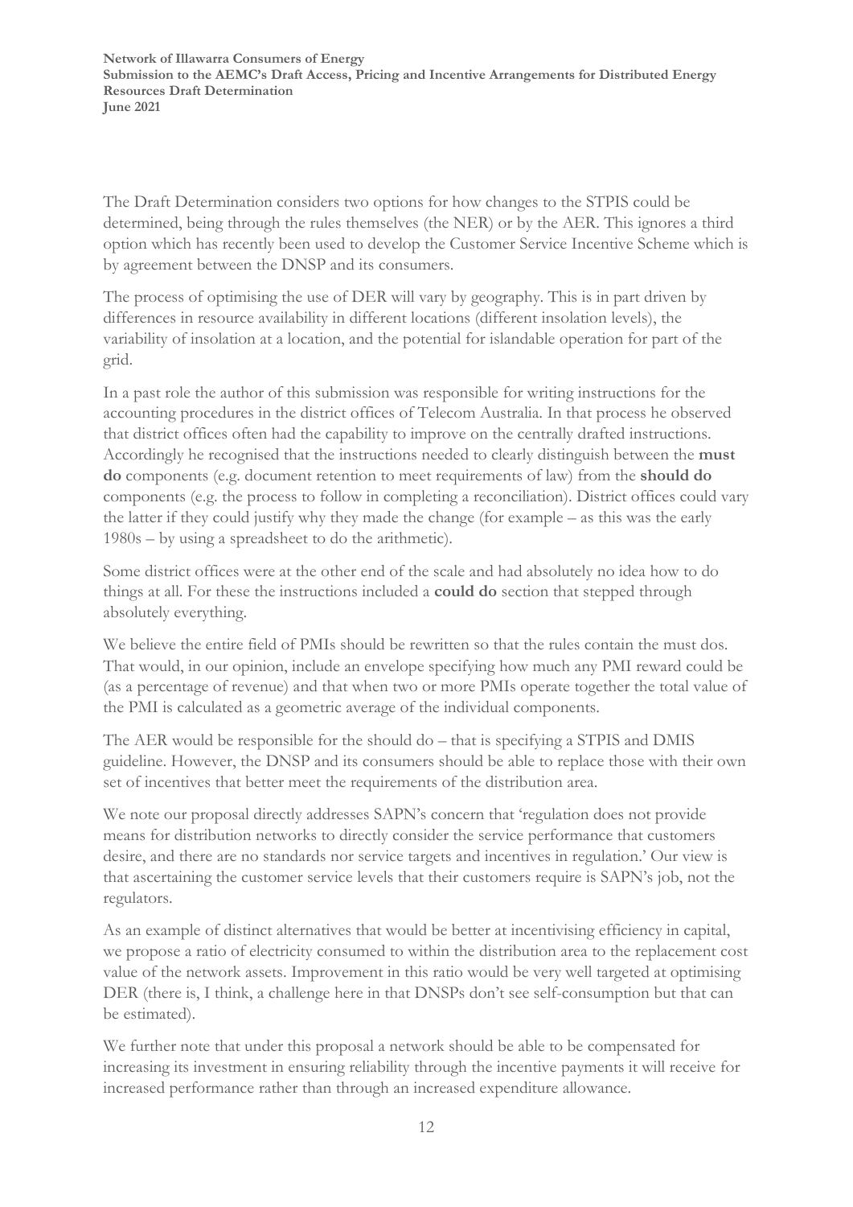The Draft Determination considers two options for how changes to the STPIS could be determined, being through the rules themselves (the NER) or by the AER. This ignores a third option which has recently been used to develop the Customer Service Incentive Scheme which is by agreement between the DNSP and its consumers.

The process of optimising the use of DER will vary by geography. This is in part driven by differences in resource availability in different locations (different insolation levels), the variability of insolation at a location, and the potential for islandable operation for part of the grid.

In a past role the author of this submission was responsible for writing instructions for the accounting procedures in the district offices of Telecom Australia. In that process he observed that district offices often had the capability to improve on the centrally drafted instructions. Accordingly he recognised that the instructions needed to clearly distinguish between the **must do** components (e.g. document retention to meet requirements of law) from the **should do** components (e.g. the process to follow in completing a reconciliation). District offices could vary the latter if they could justify why they made the change (for example – as this was the early 1980s – by using a spreadsheet to do the arithmetic).

Some district offices were at the other end of the scale and had absolutely no idea how to do things at all. For these the instructions included a **could do** section that stepped through absolutely everything.

We believe the entire field of PMIs should be rewritten so that the rules contain the must dos. That would, in our opinion, include an envelope specifying how much any PMI reward could be (as a percentage of revenue) and that when two or more PMIs operate together the total value of the PMI is calculated as a geometric average of the individual components.

The AER would be responsible for the should do – that is specifying a STPIS and DMIS guideline. However, the DNSP and its consumers should be able to replace those with their own set of incentives that better meet the requirements of the distribution area.

We note our proposal directly addresses SAPN's concern that 'regulation does not provide means for distribution networks to directly consider the service performance that customers desire, and there are no standards nor service targets and incentives in regulation.' Our view is that ascertaining the customer service levels that their customers require is SAPN's job, not the regulators.

As an example of distinct alternatives that would be better at incentivising efficiency in capital, we propose a ratio of electricity consumed to within the distribution area to the replacement cost value of the network assets. Improvement in this ratio would be very well targeted at optimising DER (there is, I think, a challenge here in that DNSPs don't see self-consumption but that can be estimated).

We further note that under this proposal a network should be able to be compensated for increasing its investment in ensuring reliability through the incentive payments it will receive for increased performance rather than through an increased expenditure allowance.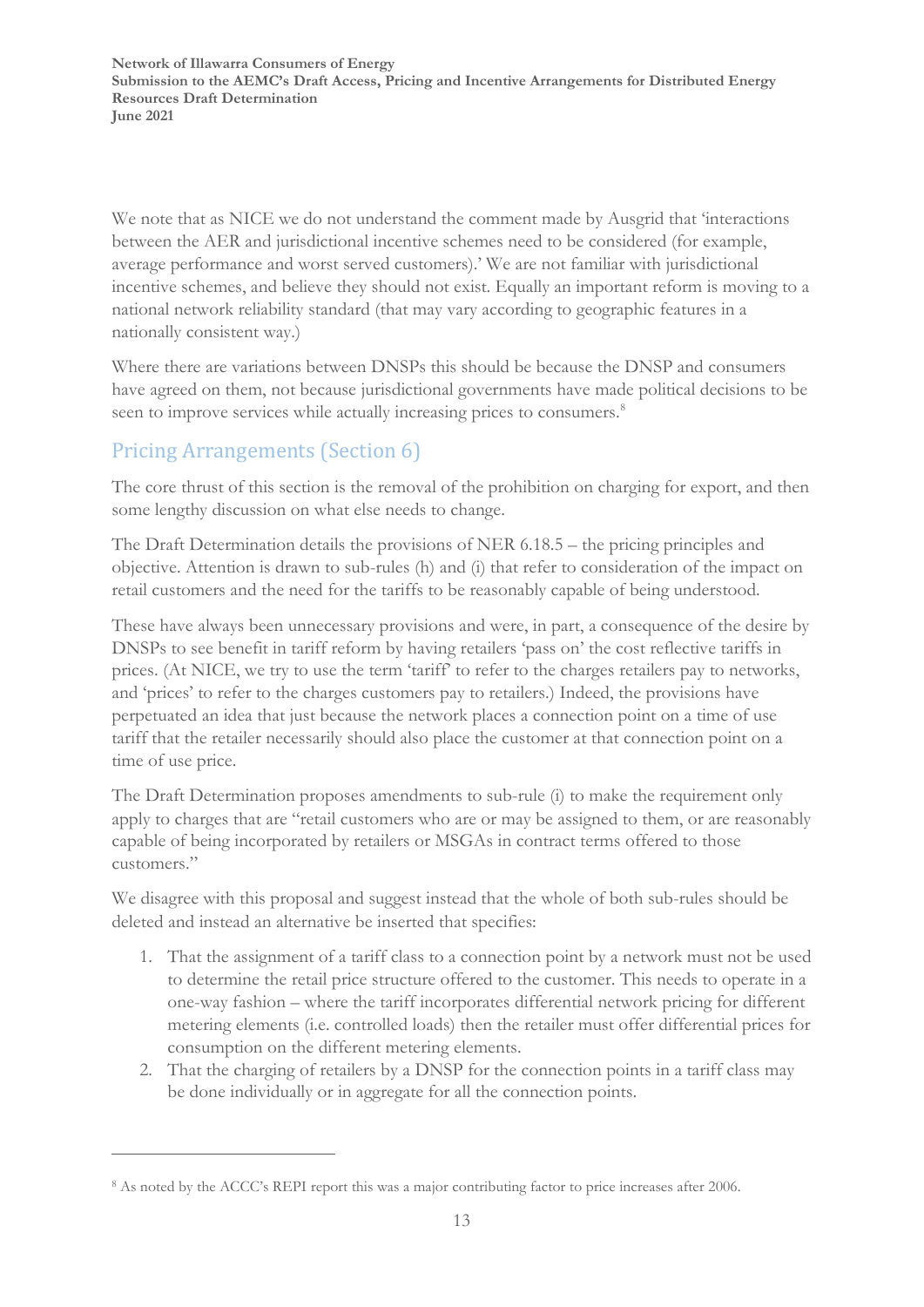We note that as NICE we do not understand the comment made by Ausgrid that 'interactions between the AER and jurisdictional incentive schemes need to be considered (for example, average performance and worst served customers).' We are not familiar with jurisdictional incentive schemes, and believe they should not exist. Equally an important reform is moving to a national network reliability standard (that may vary according to geographic features in a nationally consistent way.)

Where there are variations between DNSPs this should be because the DNSP and consumers have agreed on them, not because jurisdictional governments have made political decisions to be seen to improve services while actually increasing prices to consumers.[8]

## Pricing Arrangements (Section 6)

The core thrust of this section is the removal of the prohibition on charging for export, and then some lengthy discussion on what else needs to change.

The Draft Determination details the provisions of NER 6.18.5 – the pricing principles and objective. Attention is drawn to sub-rules (h) and (i) that refer to consideration of the impact on retail customers and the need for the tariffs to be reasonably capable of being understood.

These have always been unnecessary provisions and were, in part, a consequence of the desire by DNSPs to see benefit in tariff reform by having retailers 'pass on' the cost reflective tariffs in prices. (At NICE, we try to use the term 'tariff' to refer to the charges retailers pay to networks, and 'prices' to refer to the charges customers pay to retailers.) Indeed, the provisions have perpetuated an idea that just because the network places a connection point on a time of use tariff that the retailer necessarily should also place the customer at that connection point on a time of use price.

The Draft Determination proposes amendments to sub-rule (i) to make the requirement only apply to charges that are "retail customers who are or may be assigned to them, or are reasonably capable of being incorporated by retailers or MSGAs in contract terms offered to those customers."

We disagree with this proposal and suggest instead that the whole of both sub-rules should be deleted and instead an alternative be inserted that specifies:

1. That the assignment of a tariff class to a connection point by a network must not be used to determine the retail price structure offered to the customer. This needs to operate in a one-way fashion – where the tariff incorporates differential network pricing for different metering elements (i.e. controlled loads) then the retailer must offer differential prices for consumption on the different metering elements.
2. That the charging of retailers by a DNSP for the connection points in a tariff class may be done individually or in aggregate for all the connection points.

[8] As noted by the ACCC's REPI report this was a major contributing factor to price increases after 2006.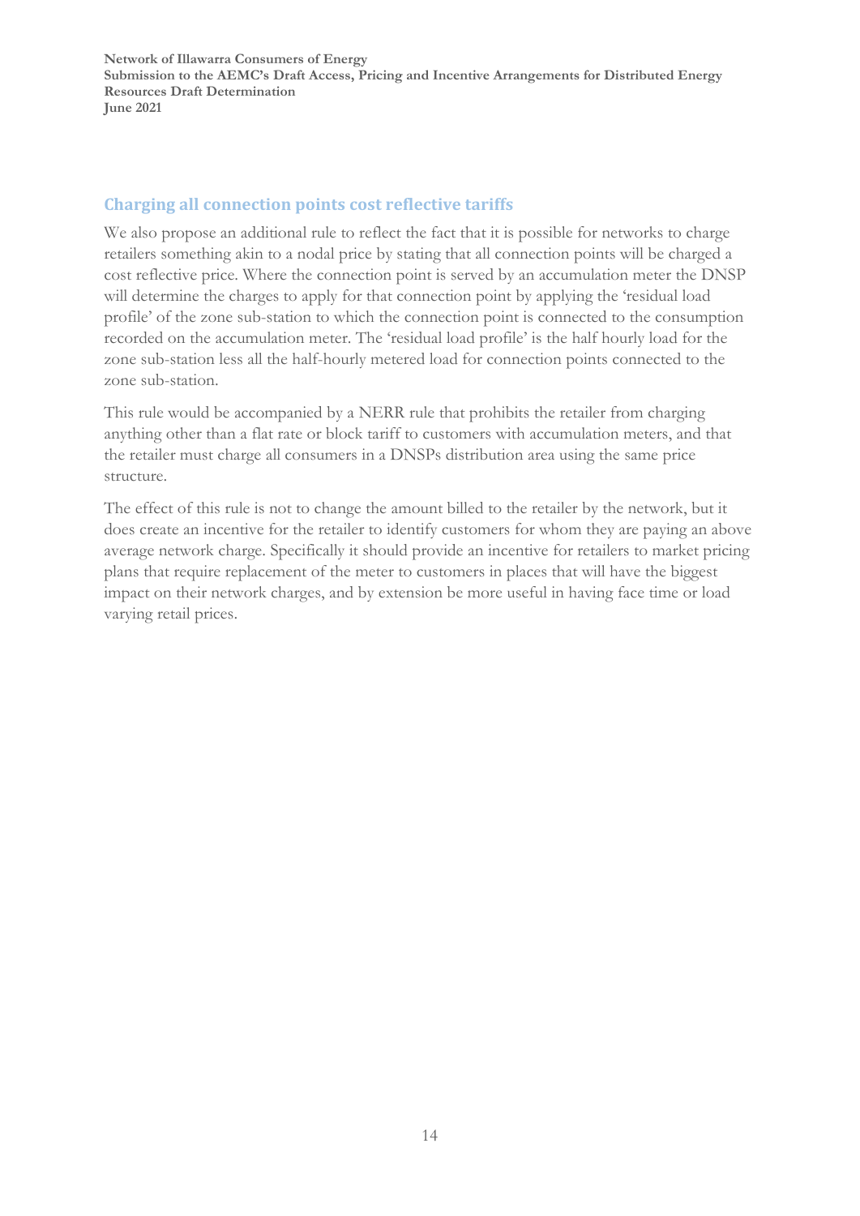## Charging all connection points cost reflective tariffs

We also propose an additional rule to reflect the fact that it is possible for networks to charge retailers something akin to a nodal price by stating that all connection points will be charged a cost reflective price. Where the connection point is served by an accumulation meter the DNSP will determine the charges to apply for that connection point by applying the 'residual load profile' of the zone sub-station to which the connection point is connected to the consumption recorded on the accumulation meter. The 'residual load profile' is the half hourly load for the zone sub-station less all the half-hourly metered load for connection points connected to the zone sub-station.

This rule would be accompanied by a NERR rule that prohibits the retailer from charging anything other than a flat rate or block tariff to customers with accumulation meters, and that the retailer must charge all consumers in a DNSPs distribution area using the same price structure.

The effect of this rule is not to change the amount billed to the retailer by the network, but it does create an incentive for the retailer to identify customers for whom they are paying an above average network charge. Specifically it should provide an incentive for retailers to market pricing plans that require replacement of the meter to customers in places that will have the biggest impact on their network charges, and by extension be more useful in having face time or load varying retail prices.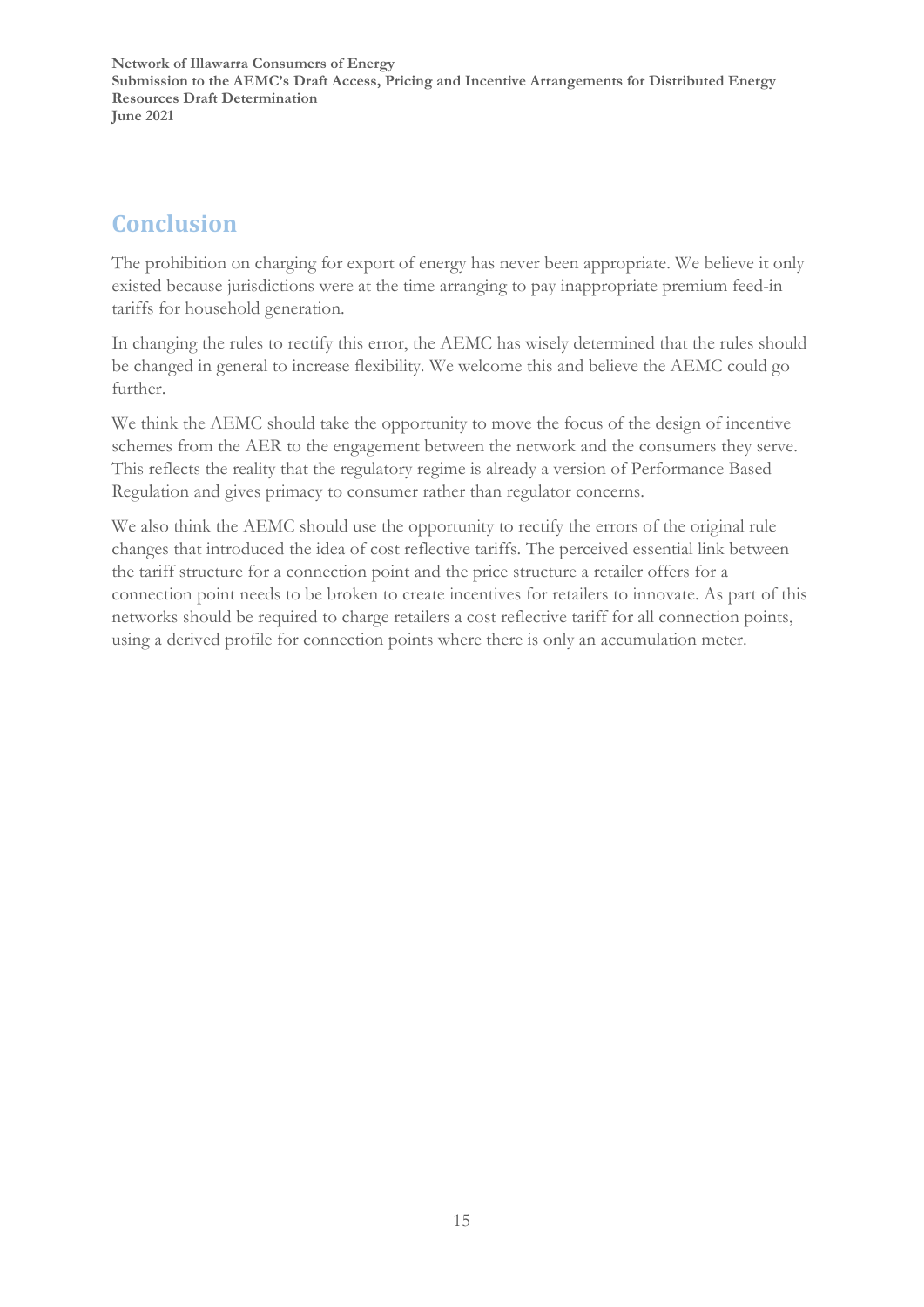## Conclusion

The prohibition on charging for export of energy has never been appropriate. We believe it only existed because jurisdictions were at the time arranging to pay inappropriate premium feed-in tariffs for household generation.

In changing the rules to rectify this error, the AEMC has wisely determined that the rules should be changed in general to increase flexibility. We welcome this and believe the AEMC could go further.

We think the AEMC should take the opportunity to move the focus of the design of incentive schemes from the AER to the engagement between the network and the consumers they serve. This reflects the reality that the regulatory regime is already a version of Performance Based Regulation and gives primacy to consumer rather than regulator concerns.

We also think the AEMC should use the opportunity to rectify the errors of the original rule changes that introduced the idea of cost reflective tariffs. The perceived essential link between the tariff structure for a connection point and the price structure a retailer offers for a connection point needs to be broken to create incentives for retailers to innovate. As part of this networks should be required to charge retailers a cost reflective tariff for all connection points, using a derived profile for connection points where there is only an accumulation meter.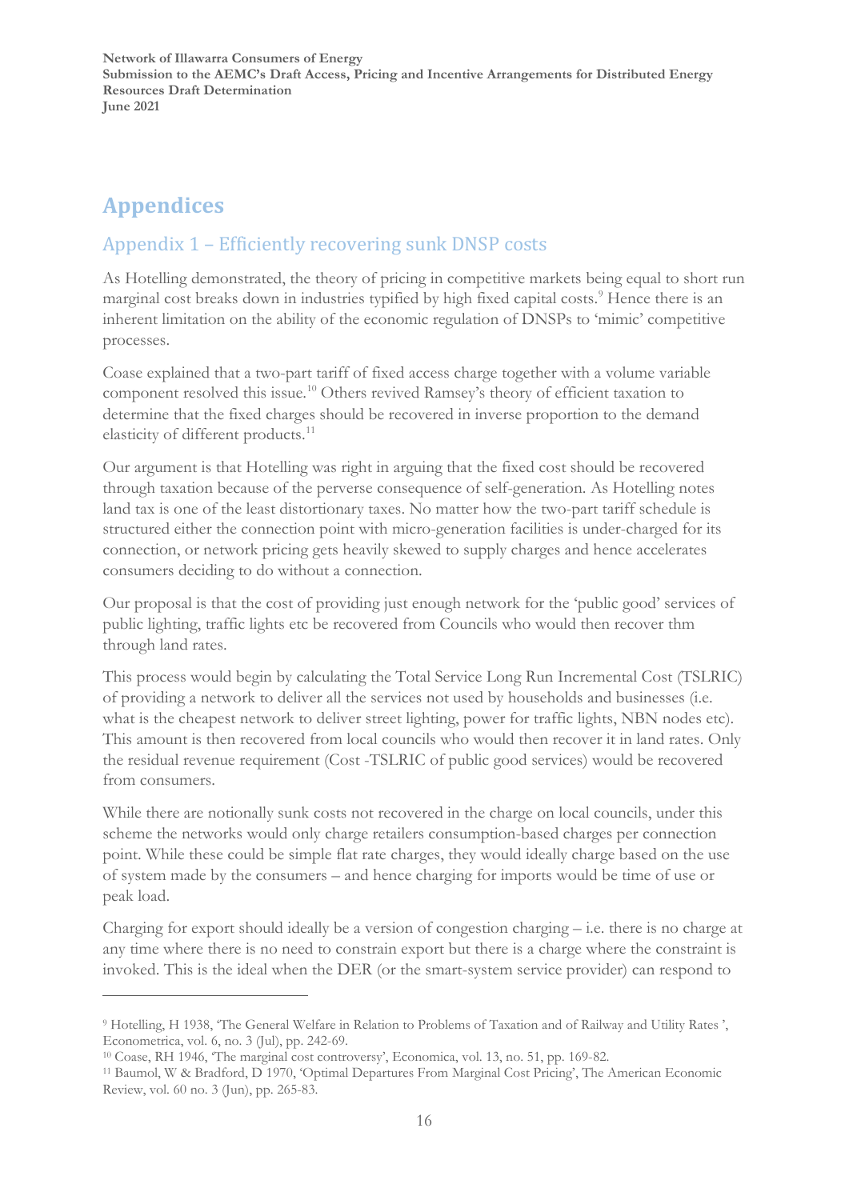# Appendices

## Appendix 1 – Efficiently recovering sunk DNSP costs

As Hotelling demonstrated, the theory of pricing in competitive markets being equal to short run marginal cost breaks down in industries typified by high fixed capital costs.[9] Hence there is an inherent limitation on the ability of the economic regulation of DNSPs to 'mimic' competitive processes.

Coase explained that a two-part tariff of fixed access charge together with a volume variable component resolved this issue.[10] Others revived Ramsey's theory of efficient taxation to determine that the fixed charges should be recovered in inverse proportion to the demand elasticity of different products.[11]

Our argument is that Hotelling was right in arguing that the fixed cost should be recovered through taxation because of the perverse consequence of self-generation. As Hotelling notes land tax is one of the least distortionary taxes. No matter how the two-part tariff schedule is structured either the connection point with micro-generation facilities is under-charged for its connection, or network pricing gets heavily skewed to supply charges and hence accelerates consumers deciding to do without a connection.

Our proposal is that the cost of providing just enough network for the 'public good' services of public lighting, traffic lights etc be recovered from Councils who would then recover thm through land rates.

This process would begin by calculating the Total Service Long Run Incremental Cost (TSLRIC) of providing a network to deliver all the services not used by households and businesses (i.e. what is the cheapest network to deliver street lighting, power for traffic lights, NBN nodes etc). This amount is then recovered from local councils who would then recover it in land rates. Only the residual revenue requirement (Cost -TSLRIC of public good services) would be recovered from consumers.

While there are notionally sunk costs not recovered in the charge on local councils, under this scheme the networks would only charge retailers consumption-based charges per connection point. While these could be simple flat rate charges, they would ideally charge based on the use of system made by the consumers – and hence charging for imports would be time of use or peak load.

Charging for export should ideally be a version of congestion charging – i.e. there is no charge at any time where there is no need to constrain export but there is a charge where the constraint is invoked. This is the ideal when the DER (or the smart-system service provider) can respond to

---

[9] Hotelling, H 1938, 'The General Welfare in Relation to Problems of Taxation and of Railway and Utility Rates ', Econometrica, vol. 6, no. 3 (Jul), pp. 242-69.

[10] Coase, RH 1946, 'The marginal cost controversy', Economica, vol. 13, no. 51, pp. 169-82.

[11] Baumol, W & Bradford, D 1970, 'Optimal Departures From Marginal Cost Pricing', The American Economic Review, vol. 60 no. 3 (Jun), pp. 265-83.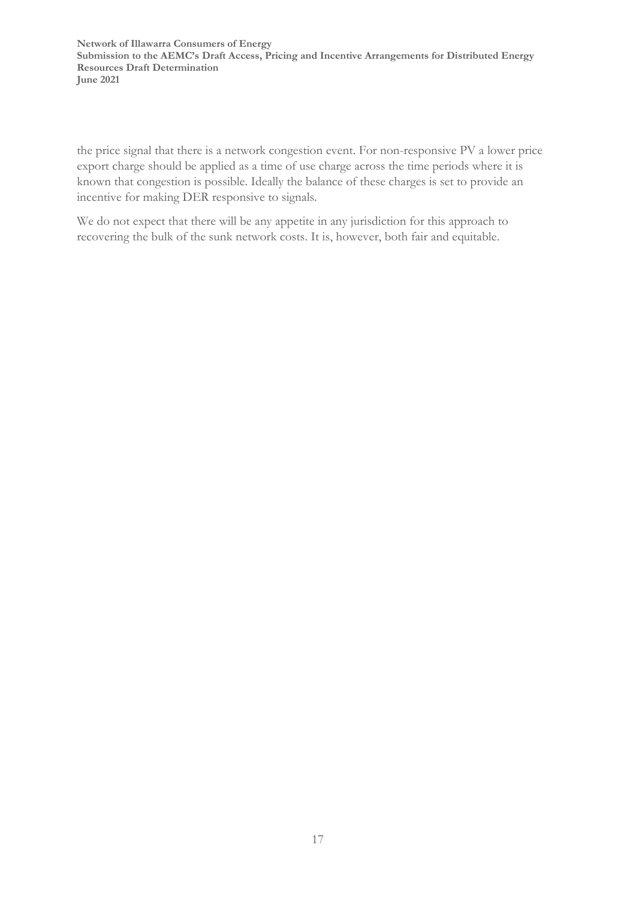the price signal that there is a network congestion event. For non-responsive PV a lower price export charge should be applied as a time of use charge across the time periods where it is known that congestion is possible. Ideally the balance of these charges is set to provide an incentive for making DER responsive to signals.

We do not expect that there will be any appetite in any jurisdiction for this approach to recovering the bulk of the sunk network costs. It is, however, both fair and equitable.